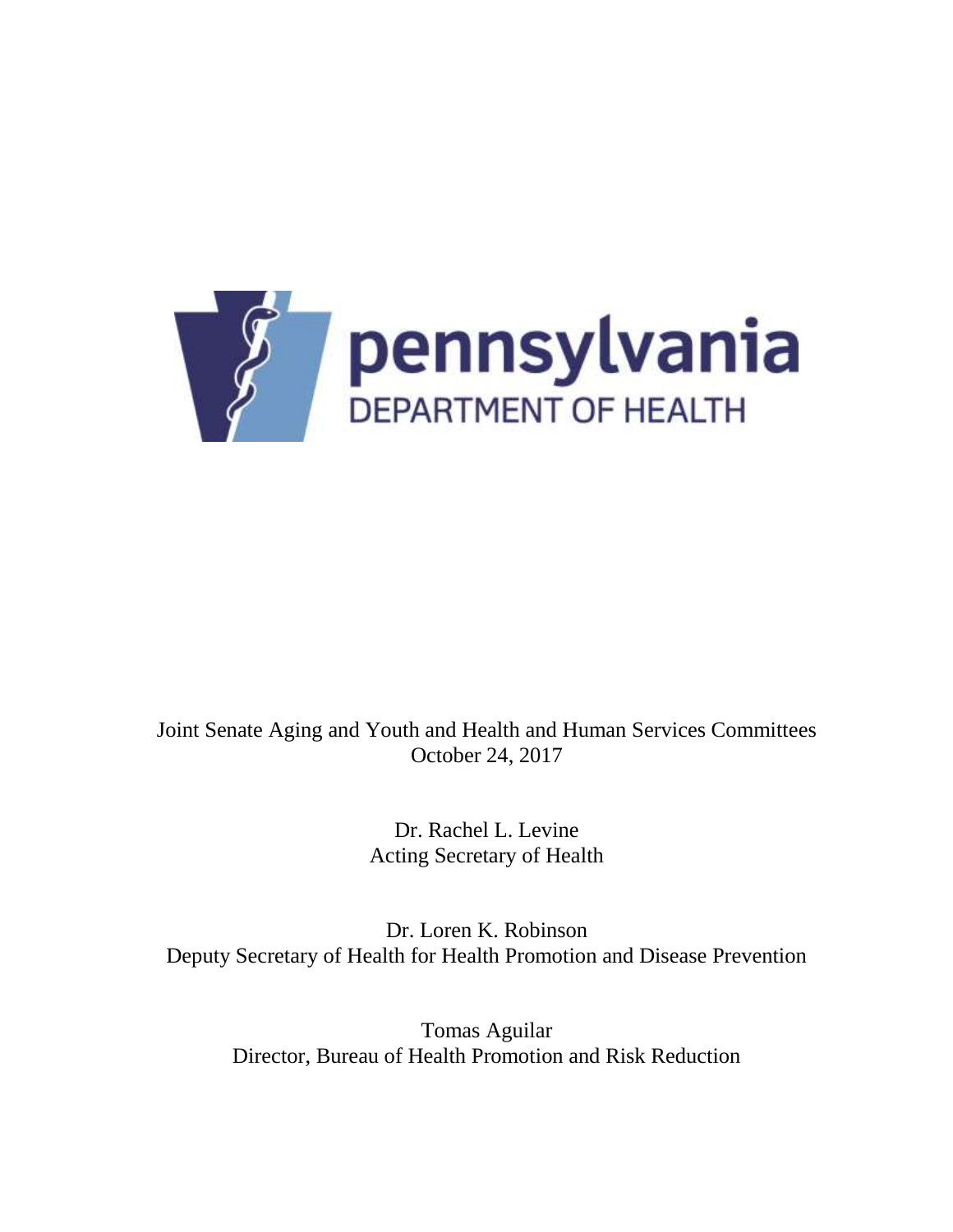pennsylvania
DEPARTMENT OF HEALTH

Joint Senate Aging and Youth and Health and Human Services Committees
October 24, 2017

Dr. Rachel L. Levine
Acting Secretary of Health

Dr. Loren K. Robinson
Deputy Secretary of Health for Health Promotion and Disease Prevention

Tomas Aguilar
Director, Bureau of Health Promotion and Risk Reduction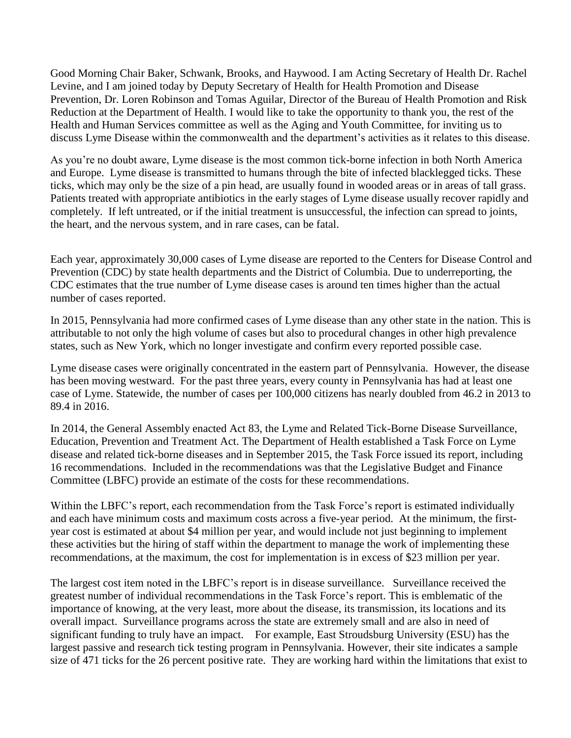Good Morning Chair Baker, Schwank, Brooks, and Haywood. I am Acting Secretary of Health Dr. Rachel Levine, and I am joined today by Deputy Secretary of Health for Health Promotion and Disease Prevention, Dr. Loren Robinson and Tomas Aguilar, Director of the Bureau of Health Promotion and Risk Reduction at the Department of Health. I would like to take the opportunity to thank you, the rest of the Health and Human Services committee as well as the Aging and Youth Committee, for inviting us to discuss Lyme Disease within the commonwealth and the department's activities as it relates to this disease.

As you're no doubt aware, Lyme disease is the most common tick-borne infection in both North America and Europe. Lyme disease is transmitted to humans through the bite of infected blacklegged ticks. These ticks, which may only be the size of a pin head, are usually found in wooded areas or in areas of tall grass. Patients treated with appropriate antibiotics in the early stages of Lyme disease usually recover rapidly and completely. If left untreated, or if the initial treatment is unsuccessful, the infection can spread to joints, the heart, and the nervous system, and in rare cases, can be fatal.

Each year, approximately 30,000 cases of Lyme disease are reported to the Centers for Disease Control and Prevention (CDC) by state health departments and the District of Columbia. Due to underreporting, the CDC estimates that the true number of Lyme disease cases is around ten times higher than the actual number of cases reported.

In 2015, Pennsylvania had more confirmed cases of Lyme disease than any other state in the nation. This is attributable to not only the high volume of cases but also to procedural changes in other high prevalence states, such as New York, which no longer investigate and confirm every reported possible case.

Lyme disease cases were originally concentrated in the eastern part of Pennsylvania. However, the disease has been moving westward. For the past three years, every county in Pennsylvania has had at least one case of Lyme. Statewide, the number of cases per 100,000 citizens has nearly doubled from 46.2 in 2013 to 89.4 in 2016.

In 2014, the General Assembly enacted Act 83, the Lyme and Related Tick-Borne Disease Surveillance, Education, Prevention and Treatment Act. The Department of Health established a Task Force on Lyme disease and related tick-borne diseases and in September 2015, the Task Force issued its report, including 16 recommendations. Included in the recommendations was that the Legislative Budget and Finance Committee (LBFC) provide an estimate of the costs for these recommendations.

Within the LBFC's report, each recommendation from the Task Force's report is estimated individually and each have minimum costs and maximum costs across a five-year period. At the minimum, the first-year cost is estimated at about $4 million per year, and would include not just beginning to implement these activities but the hiring of staff within the department to manage the work of implementing these recommendations, at the maximum, the cost for implementation is in excess of $23 million per year.

The largest cost item noted in the LBFC's report is in disease surveillance. Surveillance received the greatest number of individual recommendations in the Task Force's report. This is emblematic of the importance of knowing, at the very least, more about the disease, its transmission, its locations and its overall impact. Surveillance programs across the state are extremely small and are also in need of significant funding to truly have an impact. For example, East Stroudsburg University (ESU) has the largest passive and research tick testing program in Pennsylvania. However, their site indicates a sample size of 471 ticks for the 26 percent positive rate. They are working hard within the limitations that exist to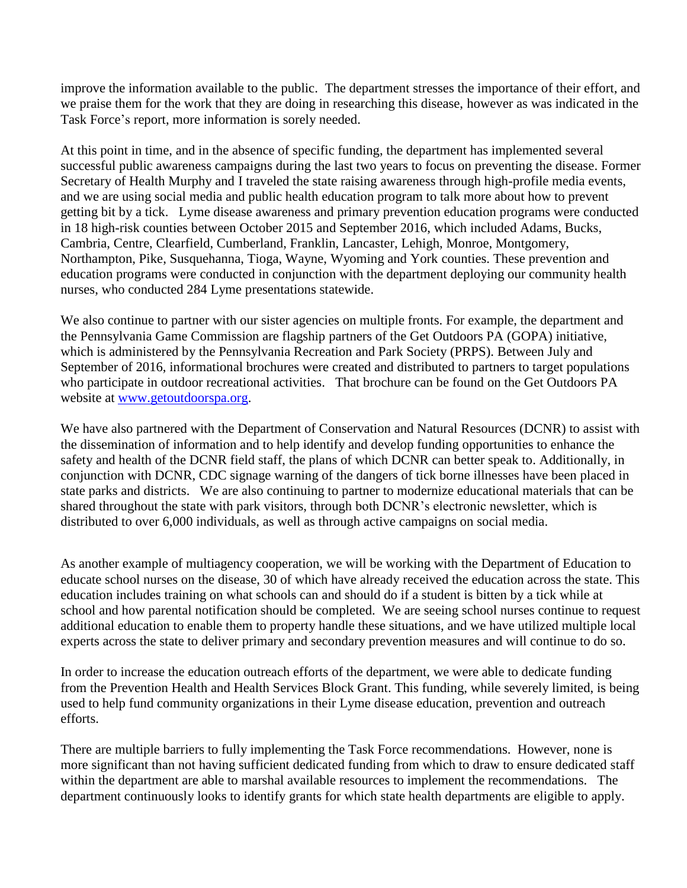improve the information available to the public. The department stresses the importance of their effort, and we praise them for the work that they are doing in researching this disease, however as was indicated in the Task Force's report, more information is sorely needed.

At this point in time, and in the absence of specific funding, the department has implemented several successful public awareness campaigns during the last two years to focus on preventing the disease. Former Secretary of Health Murphy and I traveled the state raising awareness through high-profile media events, and we are using social media and public health education program to talk more about how to prevent getting bit by a tick. Lyme disease awareness and primary prevention education programs were conducted in 18 high-risk counties between October 2015 and September 2016, which included Adams, Bucks, Cambria, Centre, Clearfield, Cumberland, Franklin, Lancaster, Lehigh, Monroe, Montgomery, Northampton, Pike, Susquehanna, Tioga, Wayne, Wyoming and York counties. These prevention and education programs were conducted in conjunction with the department deploying our community health nurses, who conducted 284 Lyme presentations statewide.

We also continue to partner with our sister agencies on multiple fronts. For example, the department and the Pennsylvania Game Commission are flagship partners of the Get Outdoors PA (GOPA) initiative, which is administered by the Pennsylvania Recreation and Park Society (PRPS). Between July and September of 2016, informational brochures were created and distributed to partners to target populations who participate in outdoor recreational activities. That brochure can be found on the Get Outdoors PA website at [www.getoutdoorspa.org](www.getoutdoorspa.org).

We have also partnered with the Department of Conservation and Natural Resources (DCNR) to assist with the dissemination of information and to help identify and develop funding opportunities to enhance the safety and health of the DCNR field staff, the plans of which DCNR can better speak to. Additionally, in conjunction with DCNR, CDC signage warning of the dangers of tick borne illnesses have been placed in state parks and districts. We are also continuing to partner to modernize educational materials that can be shared throughout the state with park visitors, through both DCNR's electronic newsletter, which is distributed to over 6,000 individuals, as well as through active campaigns on social media.

As another example of multiagency cooperation, we will be working with the Department of Education to educate school nurses on the disease, 30 of which have already received the education across the state. This education includes training on what schools can and should do if a student is bitten by a tick while at school and how parental notification should be completed. We are seeing school nurses continue to request additional education to enable them to property handle these situations, and we have utilized multiple local experts across the state to deliver primary and secondary prevention measures and will continue to do so.

In order to increase the education outreach efforts of the department, we were able to dedicate funding from the Prevention Health and Health Services Block Grant. This funding, while severely limited, is being used to help fund community organizations in their Lyme disease education, prevention and outreach efforts.

There are multiple barriers to fully implementing the Task Force recommendations. However, none is more significant than not having sufficient dedicated funding from which to draw to ensure dedicated staff within the department are able to marshal available resources to implement the recommendations. The department continuously looks to identify grants for which state health departments are eligible to apply.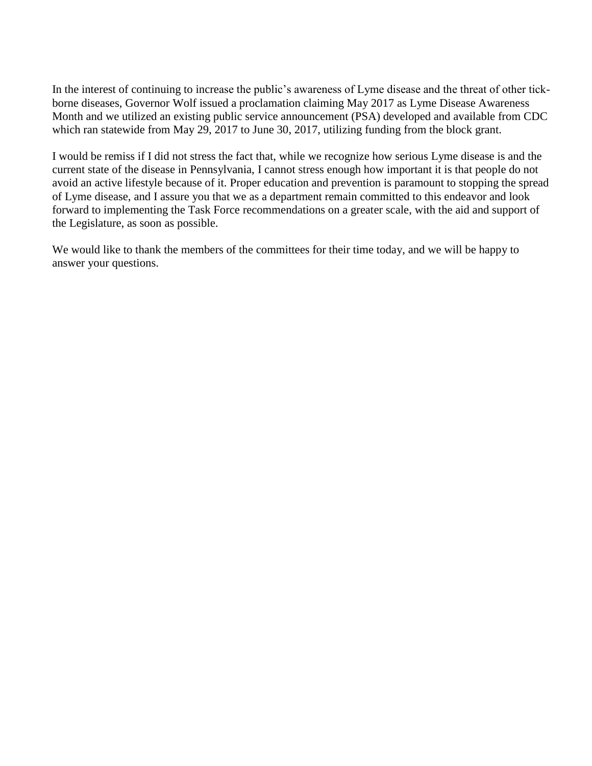In the interest of continuing to increase the public's awareness of Lyme disease and the threat of other tick-borne diseases, Governor Wolf issued a proclamation claiming May 2017 as Lyme Disease Awareness Month and we utilized an existing public service announcement (PSA) developed and available from CDC which ran statewide from May 29, 2017 to June 30, 2017, utilizing funding from the block grant.

I would be remiss if I did not stress the fact that, while we recognize how serious Lyme disease is and the current state of the disease in Pennsylvania, I cannot stress enough how important it is that people do not avoid an active lifestyle because of it. Proper education and prevention is paramount to stopping the spread of Lyme disease, and I assure you that we as a department remain committed to this endeavor and look forward to implementing the Task Force recommendations on a greater scale, with the aid and support of the Legislature, as soon as possible.

We would like to thank the members of the committees for their time today, and we will be happy to answer your questions.